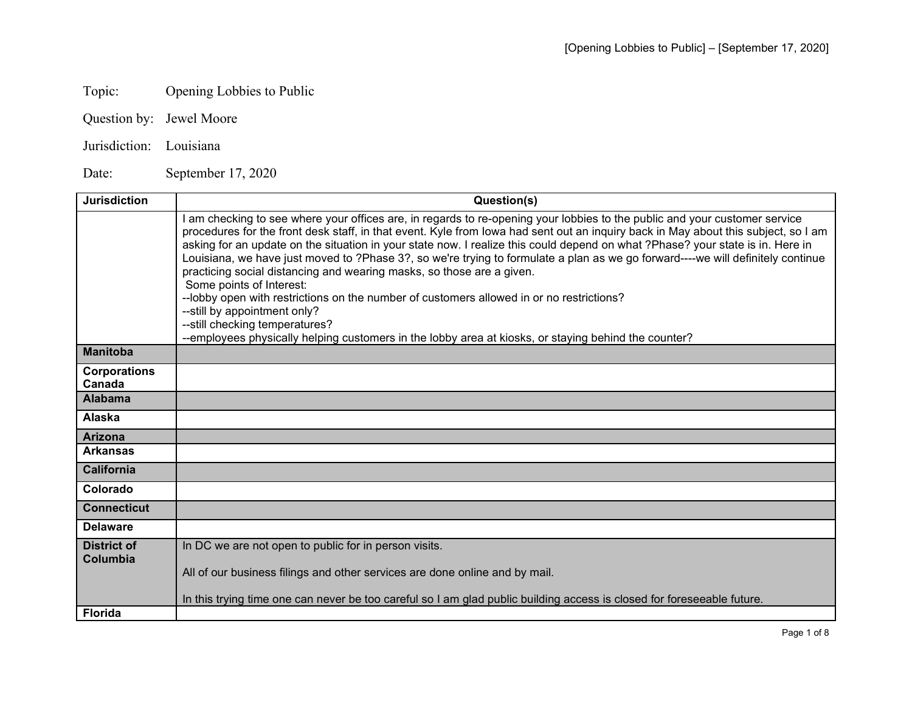Topic: Opening Lobbies to Public

Question by: Jewel Moore

Jurisdiction: Louisiana

Date: September 17, 2020

| Jurisdiction | Question(s) |
|---|---|
| | I am checking to see where your offices are, in regards to re-opening your lobbies to the public and your customer service procedures for the front desk staff, in that event. Kyle from Iowa had sent out an inquiry back in May about this subject, so I am asking for an update on the situation in your state now. I realize this could depend on what ?Phase? your state is in. Here in Louisiana, we have just moved to ?Phase 3?, so we're trying to formulate a plan as we go forward----we will definitely continue practicing social distancing and wearing masks, so those are a given.<br>Some points of Interest:<br>--lobby open with restrictions on the number of customers allowed in or no restrictions?<br>--still by appointment only?<br>--still checking temperatures?<br>--employees physically helping customers in the lobby area at kiosks, or staying behind the counter? |
| **Manitoba** | |
| **Corporations Canada** | |
| **Alabama** | |
| **Alaska** | |
| **Arizona** | |
| **Arkansas** | |
| **California** | |
| **Colorado** | |
| **Connecticut** | |
| **Delaware** | |
| **District of Columbia** | In DC we are not open to public for in person visits.<br><br>All of our business filings and other services are done online and by mail.<br><br>In this trying time one can never be too careful so I am glad public building access is closed for foreseeable future. |
| **Florida** | |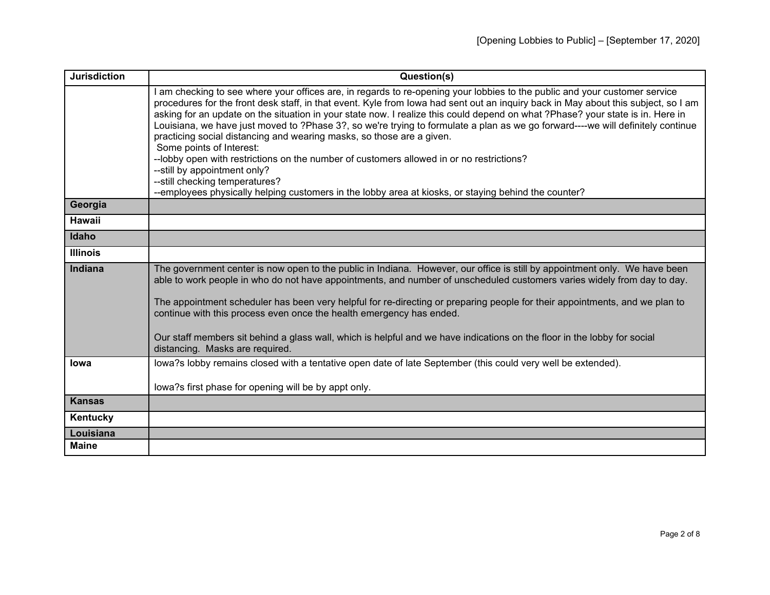| Jurisdiction | Question(s) |
|---|---|
| | I am checking to see where your offices are, in regards to re-opening your lobbies to the public and your customer service procedures for the front desk staff, in that event. Kyle from Iowa had sent out an inquiry back in May about this subject, so I am asking for an update on the situation in your state now. I realize this could depend on what ?Phase? your state is in. Here in Louisiana, we have just moved to ?Phase 3?, so we're trying to formulate a plan as we go forward----we will definitely continue practicing social distancing and wearing masks, so those are a given.<br>Some points of Interest:<br>--lobby open with restrictions on the number of customers allowed in or no restrictions?<br>--still by appointment only?<br>--still checking temperatures?<br>--employees physically helping customers in the lobby area at kiosks, or staying behind the counter? |
| **Georgia** | |
| **Hawaii** | |
| **Idaho** | |
| **Illinois** | |
| **Indiana** | The government center is now open to the public in Indiana. However, our office is still by appointment only. We have been able to work people in who do not have appointments, and number of unscheduled customers varies widely from day to day.<br><br>The appointment scheduler has been very helpful for re-directing or preparing people for their appointments, and we plan to continue with this process even once the health emergency has ended.<br><br>Our staff members sit behind a glass wall, which is helpful and we have indications on the floor in the lobby for social distancing. Masks are required. |
| **Iowa** | Iowa?s lobby remains closed with a tentative open date of late September (this could very well be extended).<br><br>Iowa?s first phase for opening will be by appt only. |
| **Kansas** | |
| **Kentucky** | |
| **Louisiana** | |
| **Maine** | |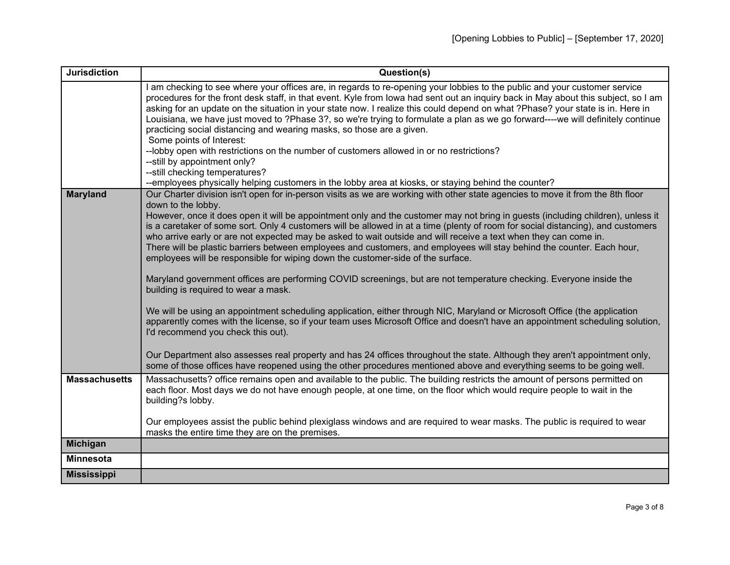| Jurisdiction | Question(s) |
|---|---|
| | I am checking to see where your offices are, in regards to re-opening your lobbies to the public and your customer service procedures for the front desk staff, in that event. Kyle from Iowa had sent out an inquiry back in May about this subject, so I am asking for an update on the situation in your state now. I realize this could depend on what ?Phase? your state is in. Here in Louisiana, we have just moved to ?Phase 3?, so we're trying to formulate a plan as we go forward----we will definitely continue practicing social distancing and wearing masks, so those are a given.<br>Some points of Interest:<br>--lobby open with restrictions on the number of customers allowed in or no restrictions?<br>--still by appointment only?<br>--still checking temperatures?<br>--employees physically helping customers in the lobby area at kiosks, or staying behind the counter? |
| **Maryland** | Our Charter division isn't open for in-person visits as we are working with other state agencies to move it from the 8th floor down to the lobby.<br>However, once it does open it will be appointment only and the customer may not bring in guests (including children), unless it is a caretaker of some sort. Only 4 customers will be allowed in at a time (plenty of room for social distancing), and customers who arrive early or are not expected may be asked to wait outside and will receive a text when they can come in.<br>There will be plastic barriers between employees and customers, and employees will stay behind the counter. Each hour, employees will be responsible for wiping down the customer-side of the surface.<br><br>Maryland government offices are performing COVID screenings, but are not temperature checking. Everyone inside the building is required to wear a mask.<br><br>We will be using an appointment scheduling application, either through NIC, Maryland or Microsoft Office (the application apparently comes with the license, so if your team uses Microsoft Office and doesn't have an appointment scheduling solution, I'd recommend you check this out).<br><br>Our Department also assesses real property and has 24 offices throughout the state. Although they aren't appointment only, some of those offices have reopened using the other procedures mentioned above and everything seems to be going well. |
| **Massachusetts** | Massachusetts? office remains open and available to the public. The building restricts the amount of persons permitted on each floor. Most days we do not have enough people, at one time, on the floor which would require people to wait in the building?s lobby.<br><br>Our employees assist the public behind plexiglass windows and are required to wear masks. The public is required to wear masks the entire time they are on the premises. |
| **Michigan** | |
| **Minnesota** | |
| **Mississippi** | |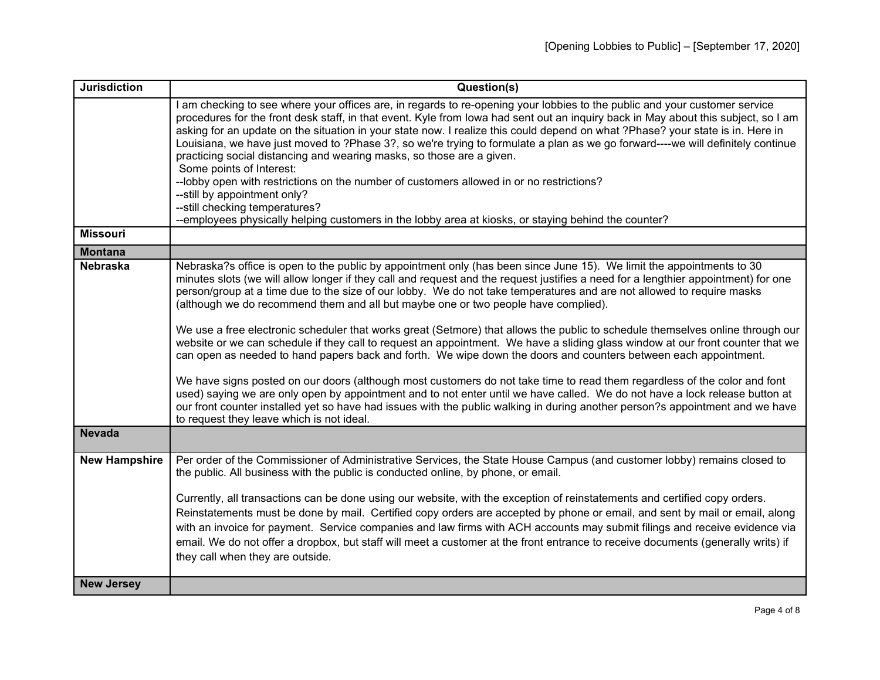| Jurisdiction | Question(s) |
|---|---|
| | I am checking to see where your offices are, in regards to re-opening your lobbies to the public and your customer service procedures for the front desk staff, in that event. Kyle from Iowa had sent out an inquiry back in May about this subject, so I am asking for an update on the situation in your state now. I realize this could depend on what ?Phase? your state is in. Here in Louisiana, we have just moved to ?Phase 3?, so we're trying to formulate a plan as we go forward----we will definitely continue practicing social distancing and wearing masks, so those are a given.<br>Some points of Interest:<br>--lobby open with restrictions on the number of customers allowed in or no restrictions?<br>--still by appointment only?<br>--still checking temperatures?<br>--employees physically helping customers in the lobby area at kiosks, or staying behind the counter? |
| **Missouri** | |
| **Montana** | |
| **Nebraska** | Nebraska?s office is open to the public by appointment only (has been since June 15). We limit the appointments to 30 minutes slots (we will allow longer if they call and request and the request justifies a need for a lengthier appointment) for one person/group at a time due to the size of our lobby. We do not take temperatures and are not allowed to require masks (although we do recommend them and all but maybe one or two people have complied).<br><br>We use a free electronic scheduler that works great (Setmore) that allows the public to schedule themselves online through our website or we can schedule if they call to request an appointment. We have a sliding glass window at our front counter that we can open as needed to hand papers back and forth. We wipe down the doors and counters between each appointment.<br><br>We have signs posted on our doors (although most customers do not take time to read them regardless of the color and font used) saying we are only open by appointment and to not enter until we have called. We do not have a lock release button at our front counter installed yet so have had issues with the public walking in during another person?s appointment and we have to request they leave which is not ideal. |
| **Nevada** | |
| **New Hampshire** | Per order of the Commissioner of Administrative Services, the State House Campus (and customer lobby) remains closed to the public. All business with the public is conducted online, by phone, or email.<br><br>Currently, all transactions can be done using our website, with the exception of reinstatements and certified copy orders. Reinstatements must be done by mail. Certified copy orders are accepted by phone or email, and sent by mail or email, along with an invoice for payment. Service companies and law firms with ACH accounts may submit filings and receive evidence via email. We do not offer a dropbox, but staff will meet a customer at the front entrance to receive documents (generally writs) if they call when they are outside. |
| **New Jersey** | |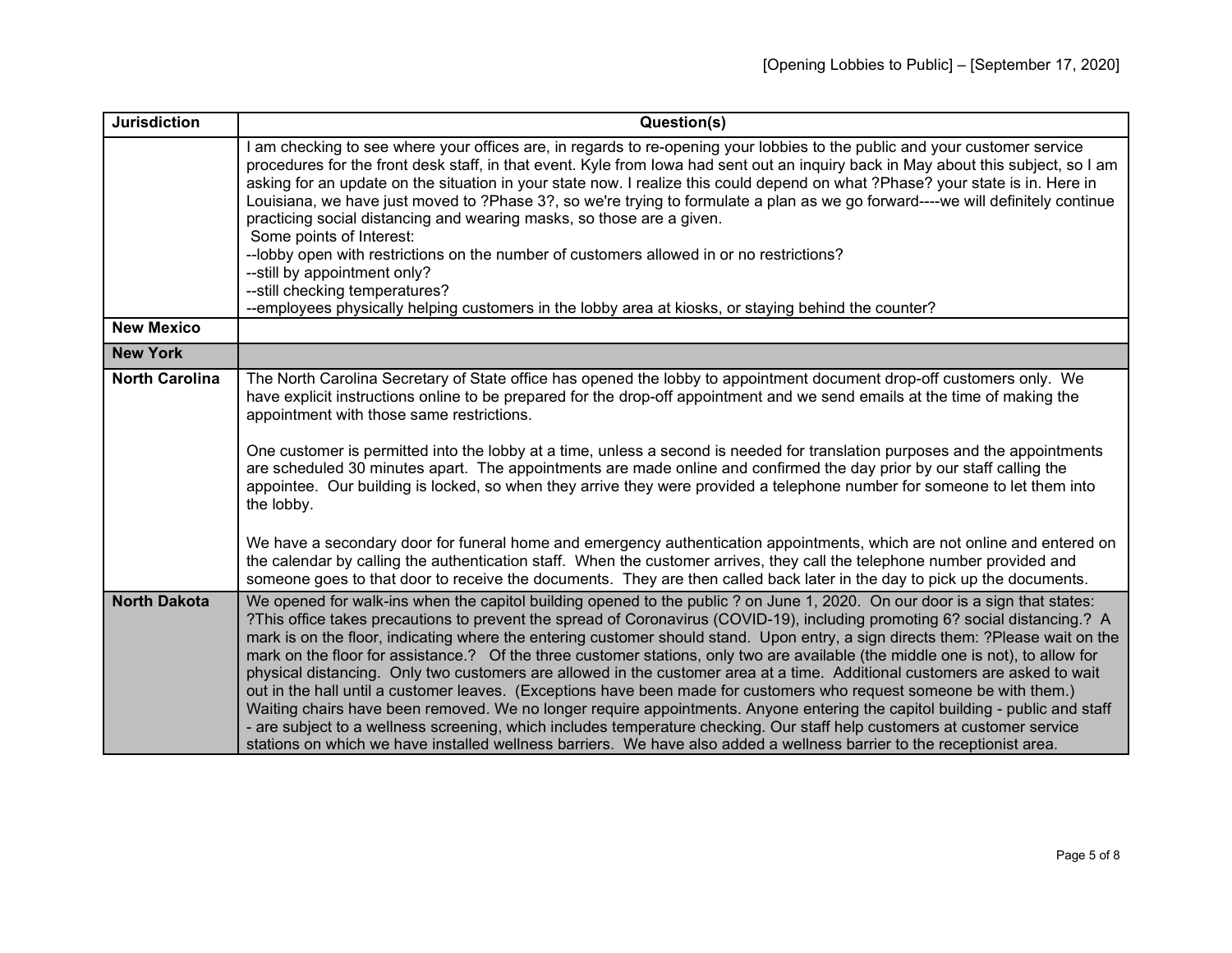| Jurisdiction | Question(s) |
|---|---|
| | I am checking to see where your offices are, in regards to re-opening your lobbies to the public and your customer service procedures for the front desk staff, in that event. Kyle from Iowa had sent out an inquiry back in May about this subject, so I am asking for an update on the situation in your state now. I realize this could depend on what ?Phase? your state is in. Here in Louisiana, we have just moved to ?Phase 3?, so we're trying to formulate a plan as we go forward----we will definitely continue practicing social distancing and wearing masks, so those are a given.<br>Some points of Interest:<br>--lobby open with restrictions on the number of customers allowed in or no restrictions?<br>--still by appointment only?<br>--still checking temperatures?<br>--employees physically helping customers in the lobby area at kiosks, or staying behind the counter? |
| **New Mexico** | |
| **New York** | |
| **North Carolina** | The North Carolina Secretary of State office has opened the lobby to appointment document drop-off customers only. We have explicit instructions online to be prepared for the drop-off appointment and we send emails at the time of making the appointment with those same restrictions.<br><br>One customer is permitted into the lobby at a time, unless a second is needed for translation purposes and the appointments are scheduled 30 minutes apart. The appointments are made online and confirmed the day prior by our staff calling the appointee. Our building is locked, so when they arrive they were provided a telephone number for someone to let them into the lobby.<br><br>We have a secondary door for funeral home and emergency authentication appointments, which are not online and entered on the calendar by calling the authentication staff. When the customer arrives, they call the telephone number provided and someone goes to that door to receive the documents. They are then called back later in the day to pick up the documents. |
| **North Dakota** | We opened for walk-ins when the capitol building opened to the public ? on June 1, 2020. On our door is a sign that states: ?This office takes precautions to prevent the spread of Coronavirus (COVID-19), including promoting 6? social distancing.? A mark is on the floor, indicating where the entering customer should stand. Upon entry, a sign directs them: ?Please wait on the mark on the floor for assistance.? Of the three customer stations, only two are available (the middle one is not), to allow for physical distancing. Only two customers are allowed in the customer area at a time. Additional customers are asked to wait out in the hall until a customer leaves. (Exceptions have been made for customers who request someone be with them.) Waiting chairs have been removed. We no longer require appointments. Anyone entering the capitol building - public and staff - are subject to a wellness screening, which includes temperature checking. Our staff help customers at customer service stations on which we have installed wellness barriers. We have also added a wellness barrier to the receptionist area. |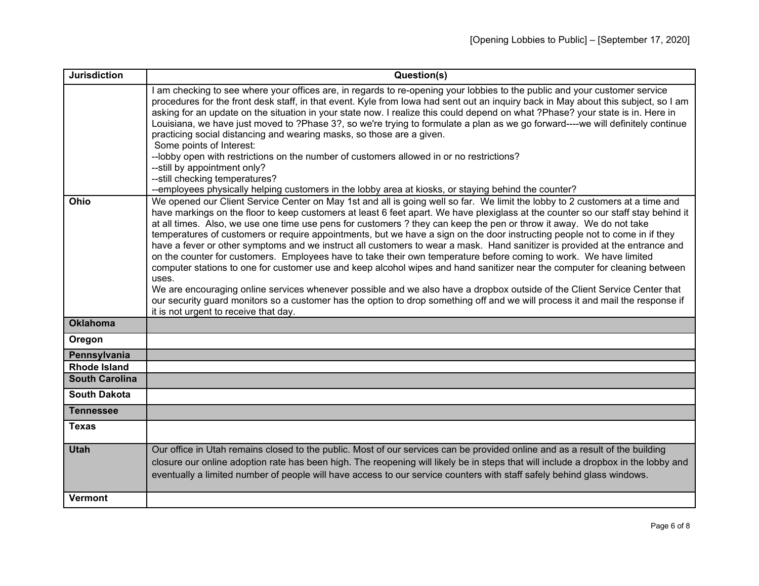| Jurisdiction | Question(s) |
|---|---|
| | I am checking to see where your offices are, in regards to re-opening your lobbies to the public and your customer service procedures for the front desk staff, in that event. Kyle from Iowa had sent out an inquiry back in May about this subject, so I am asking for an update on the situation in your state now. I realize this could depend on what ?Phase? your state is in. Here in Louisiana, we have just moved to ?Phase 3?, so we're trying to formulate a plan as we go forward----we will definitely continue practicing social distancing and wearing masks, so those are a given.<br>Some points of Interest:<br>--lobby open with restrictions on the number of customers allowed in or no restrictions?<br>--still by appointment only?<br>--still checking temperatures?<br>--employees physically helping customers in the lobby area at kiosks, or staying behind the counter? |
| **Ohio** | We opened our Client Service Center on May 1st and all is going well so far. We limit the lobby to 2 customers at a time and have markings on the floor to keep customers at least 6 feet apart. We have plexiglass at the counter so our staff stay behind it at all times. Also, we use one time use pens for customers ? they can keep the pen or throw it away. We do not take temperatures of customers or require appointments, but we have a sign on the door instructing people not to come in if they have a fever or other symptoms and we instruct all customers to wear a mask. Hand sanitizer is provided at the entrance and on the counter for customers. Employees have to take their own temperature before coming to work. We have limited computer stations to one for customer use and keep alcohol wipes and hand sanitizer near the computer for cleaning between uses.<br>We are encouraging online services whenever possible and we also have a dropbox outside of the Client Service Center that our security guard monitors so a customer has the option to drop something off and we will process it and mail the response if it is not urgent to receive that day. |
| **Oklahoma** | |
| **Oregon** | |
| **Pennsylvania** | |
| **Rhode Island** | |
| **South Carolina** | |
| **South Dakota** | |
| **Tennessee** | |
| **Texas** | |
| **Utah** | Our office in Utah remains closed to the public. Most of our services can be provided online and as a result of the building closure our online adoption rate has been high. The reopening will likely be in steps that will include a dropbox in the lobby and eventually a limited number of people will have access to our service counters with staff safely behind glass windows. |
| **Vermont** | |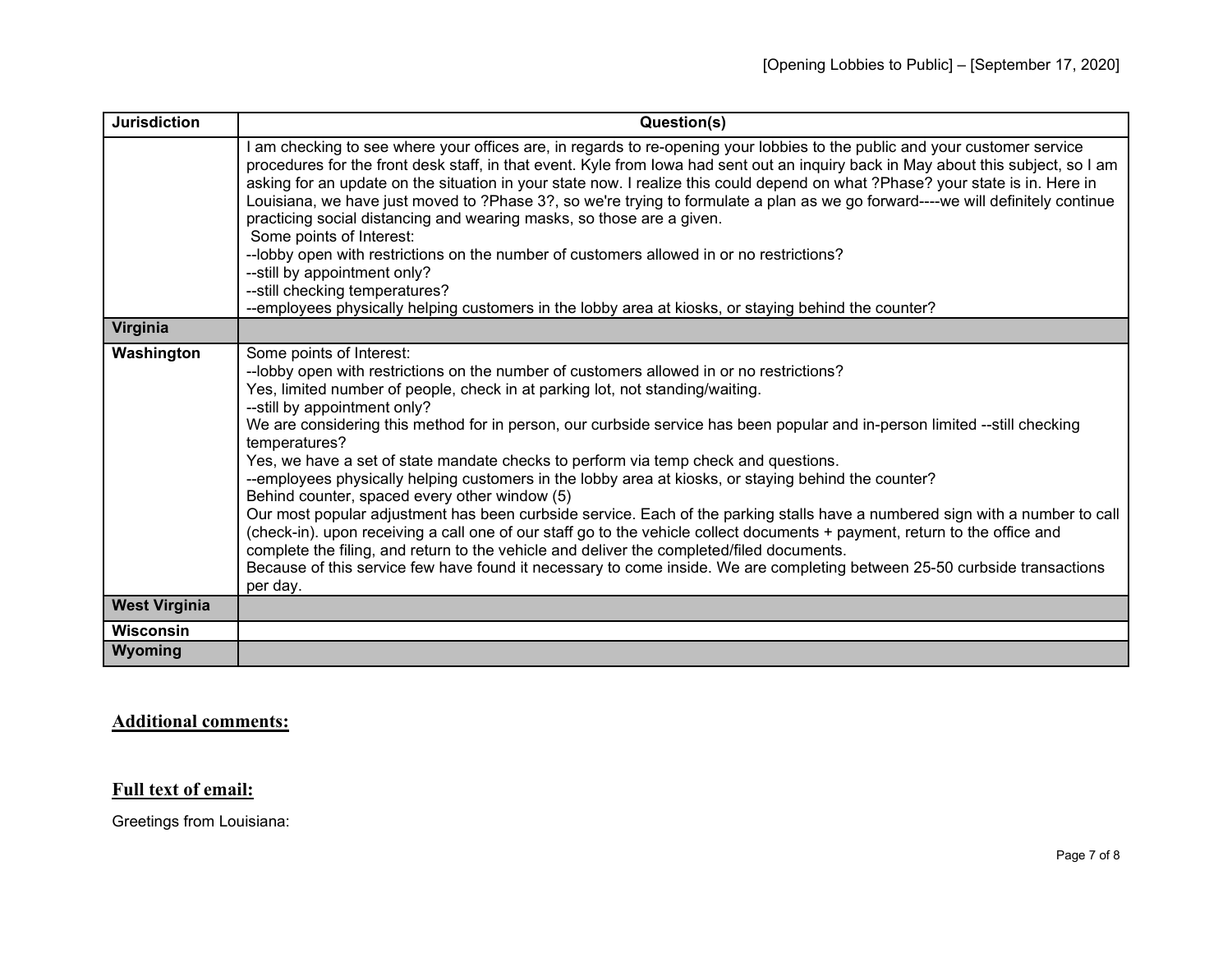| Jurisdiction | Question(s) |
|---|---|
| | I am checking to see where your offices are, in regards to re-opening your lobbies to the public and your customer service procedures for the front desk staff, in that event. Kyle from Iowa had sent out an inquiry back in May about this subject, so I am asking for an update on the situation in your state now. I realize this could depend on what ?Phase? your state is in. Here in Louisiana, we have just moved to ?Phase 3?, so we're trying to formulate a plan as we go forward----we will definitely continue practicing social distancing and wearing masks, so those are a given.<br>Some points of Interest:<br>--lobby open with restrictions on the number of customers allowed in or no restrictions?<br>--still by appointment only?<br>--still checking temperatures?<br>--employees physically helping customers in the lobby area at kiosks, or staying behind the counter? |
| **Virginia** | |
| **Washington** | Some points of Interest:<br>--lobby open with restrictions on the number of customers allowed in or no restrictions?<br>Yes, limited number of people, check in at parking lot, not standing/waiting.<br>--still by appointment only?<br>We are considering this method for in person, our curbside service has been popular and in-person limited --still checking temperatures?<br>Yes, we have a set of state mandate checks to perform via temp check and questions.<br>--employees physically helping customers in the lobby area at kiosks, or staying behind the counter?<br>Behind counter, spaced every other window (5)<br>Our most popular adjustment has been curbside service. Each of the parking stalls have a numbered sign with a number to call (check-in). upon receiving a call one of our staff go to the vehicle collect documents + payment, return to the office and complete the filing, and return to the vehicle and deliver the completed/filed documents.<br>Because of this service few have found it necessary to come inside. We are completing between 25-50 curbside transactions per day. |
| **West Virginia** | |
| **Wisconsin** | |
| **Wyoming** | |

## Additional comments:

## Full text of email:

Greetings from Louisiana: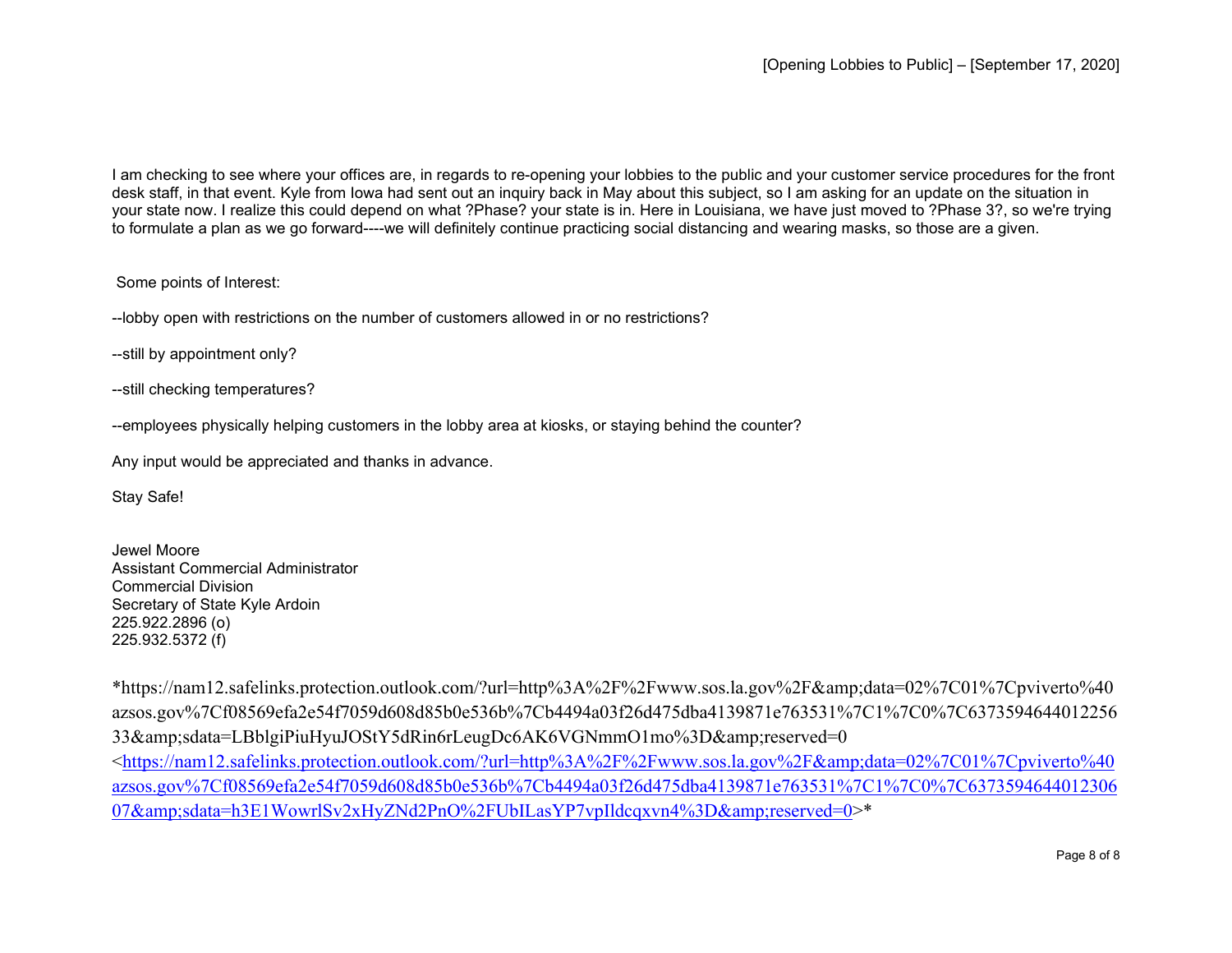I am checking to see where your offices are, in regards to re-opening your lobbies to the public and your customer service procedures for the front desk staff, in that event. Kyle from Iowa had sent out an inquiry back in May about this subject, so I am asking for an update on the situation in your state now. I realize this could depend on what ?Phase? your state is in. Here in Louisiana, we have just moved to ?Phase 3?, so we're trying to formulate a plan as we go forward----we will definitely continue practicing social distancing and wearing masks, so those are a given.

Some points of Interest:

--lobby open with restrictions on the number of customers allowed in or no restrictions?

--still by appointment only?

--still checking temperatures?

--employees physically helping customers in the lobby area at kiosks, or staying behind the counter?

Any input would be appreciated and thanks in advance.

Stay Safe!

Jewel Moore
Assistant Commercial Administrator
Commercial Division
Secretary of State Kyle Ardoin
225.922.2896 (o)
225.932.5372 (f)

*https://nam12.safelinks.protection.outlook.com/?url=http%3A%2F%2Fwww.sos.la.gov%2F&amp;data=02%7C01%7Cpviverto%40azsos.gov%7Cf08569efa2e54f7059d608d85b0e536b%7Cb4494a03f26d475dba4139871e763531%7C1%7C0%7C637359464401225633&amp;sdata=LBblgiPiuHyuJOStY5dRin6rLeugDc6AK6VGNmmO1mo%3D&amp;reserved=0 <https://nam12.safelinks.protection.outlook.com/?url=http%3A%2F%2Fwww.sos.la.gov%2F&amp;data=02%7C01%7Cpviverto%40azsos.gov%7Cf08569efa2e54f7059d608d85b0e536b%7Cb4494a03f26d475dba4139871e763531%7C1%7C0%7C637359464401230607&amp;sdata=h3E1WowrlSv2xHyZNd2PnO%2FUbILasYP7vpIldcqxvn4%3D&amp;reserved=0>*